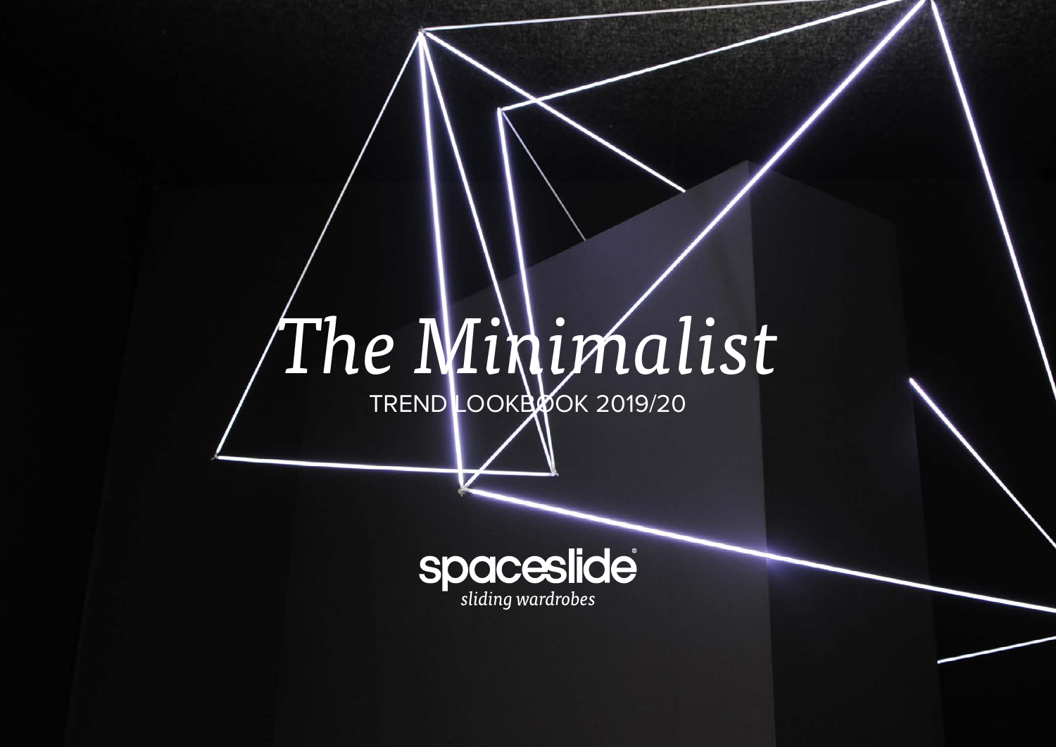# *The Minimalist*

TREND LOOKBOOK 2019/20

spaceslide®

*sliding wardrobes*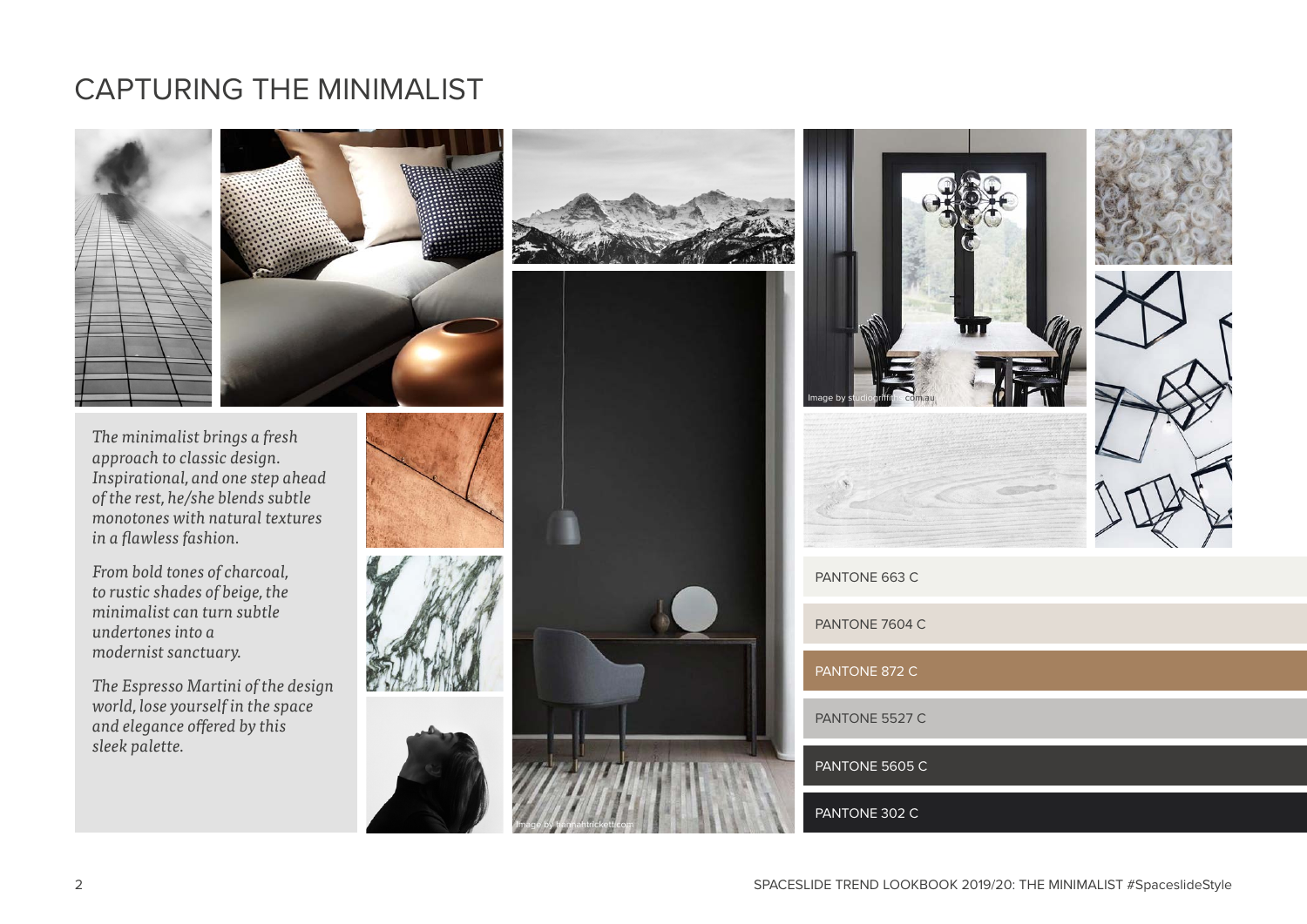# CAPTURING THE MINIMALIST

*The minimalist brings a fresh approach to classic design. Inspirational, and one step ahead of the rest, he/she blends subtle monotones with natural textures in a flawless fashion.*

*From bold tones of charcoal, to rustic shades of beige, the minimalist can turn subtle undertones into a modernist sanctuary.*

*The Espresso Martini of the design world, lose yourself in the space and elegance offered by this sleek palette.*

Image by studiogriffiths.com.au

Image by hannahtrickett.com

PANTONE 663 C

PANTONE 7604 C

PANTONE 872 C

PANTONE 5527 C

PANTONE 5605 C

PANTONE 302 C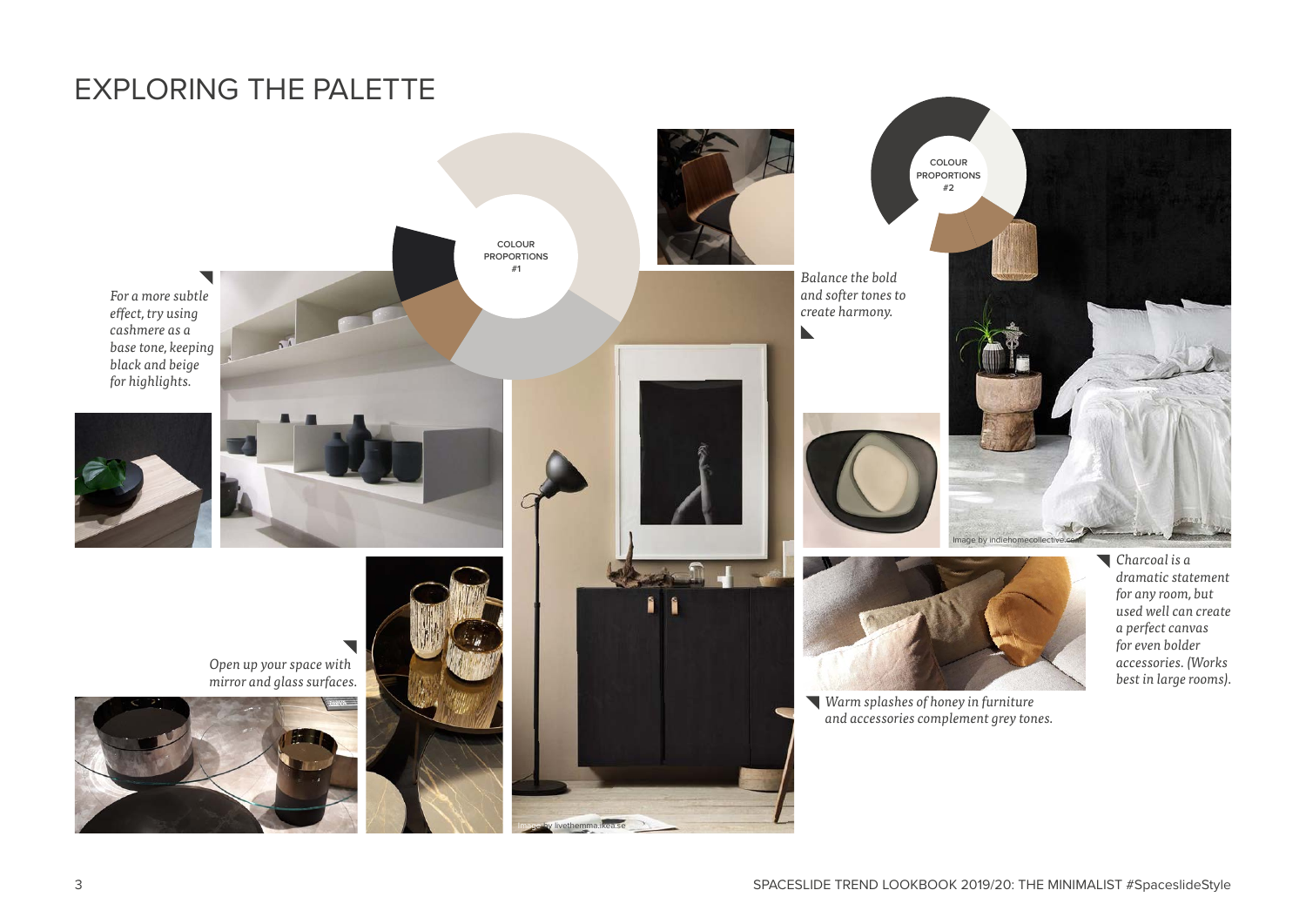# EXPLORING THE PALETTE

COLOUR PROPORTIONS #1

*For a more subtle effect, try using cashmere as a base tone, keeping black and beige for highlights.*

*Open up your space with mirror and glass surfaces.*

Image by livethemma.ikea.se

COLOUR PROPORTIONS #2

*Balance the bold and softer tones to create harmony.*

Image by indiehomecollective.com

*Charcoal is a dramatic statement for any room, but used well can create a perfect canvas for even bolder accessories. (Works best in large rooms).*

*Warm splashes of honey in furniture and accessories complement grey tones.*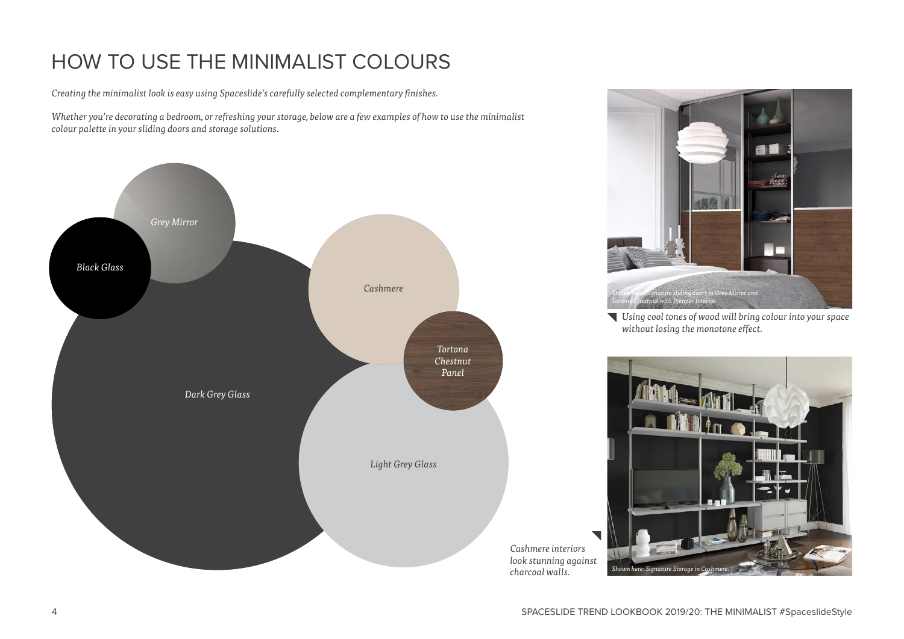# HOW TO USE THE MINIMALIST COLOURS

*Creating the minimalist look is easy using Spaceslide's carefully selected complementary finishes.*

*Whether you're decorating a bedroom, or refreshing your storage, below are a few examples of how to use the minimalist colour palette in your sliding doors and storage solutions.*

*Grey Mirror*

*Black Glass*

*Cashmere*

*Tortona Chestnut Panel*

*Dark Grey Glass*

*Light Grey Glass*

*Shown here: Signature sliding doors in Grey Mirror and Tortona Chestnut with Premier Interior.*

*Using cool tones of wood will bring colour into your space without losing the monotone effect.*

*Cashmere interiors look stunning against charcoal walls.*

*Shown here: Signature Storage in Cashmere.*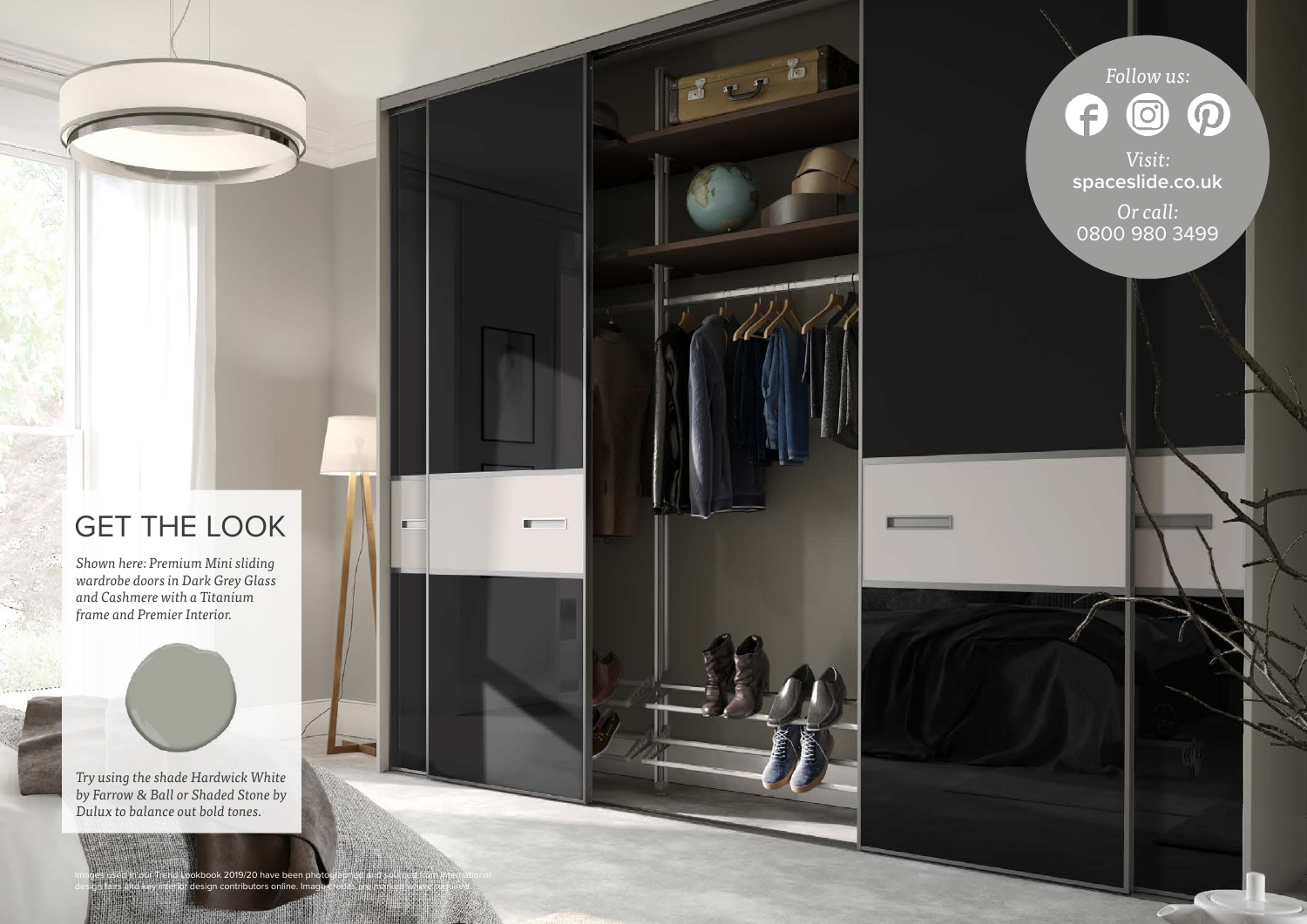## GET THE LOOK

*Shown here: Premium Mini sliding wardrobe doors in Dark Grey Glass and Cashmere with a Titanium frame and Premier Interior.*

*Try using the shade Hardwick White by Farrow & Ball or Shaded Stone by Dulux to balance out bold tones.*

*Follow us:*

*Visit:*
spaceslide.co.uk

*Or call:*
0800 980 3499

Images used in our Trend Lookbook 2019/20 have been photographed and sourced from international design fairs and key interior design contributors online. Image credits are marked where required.